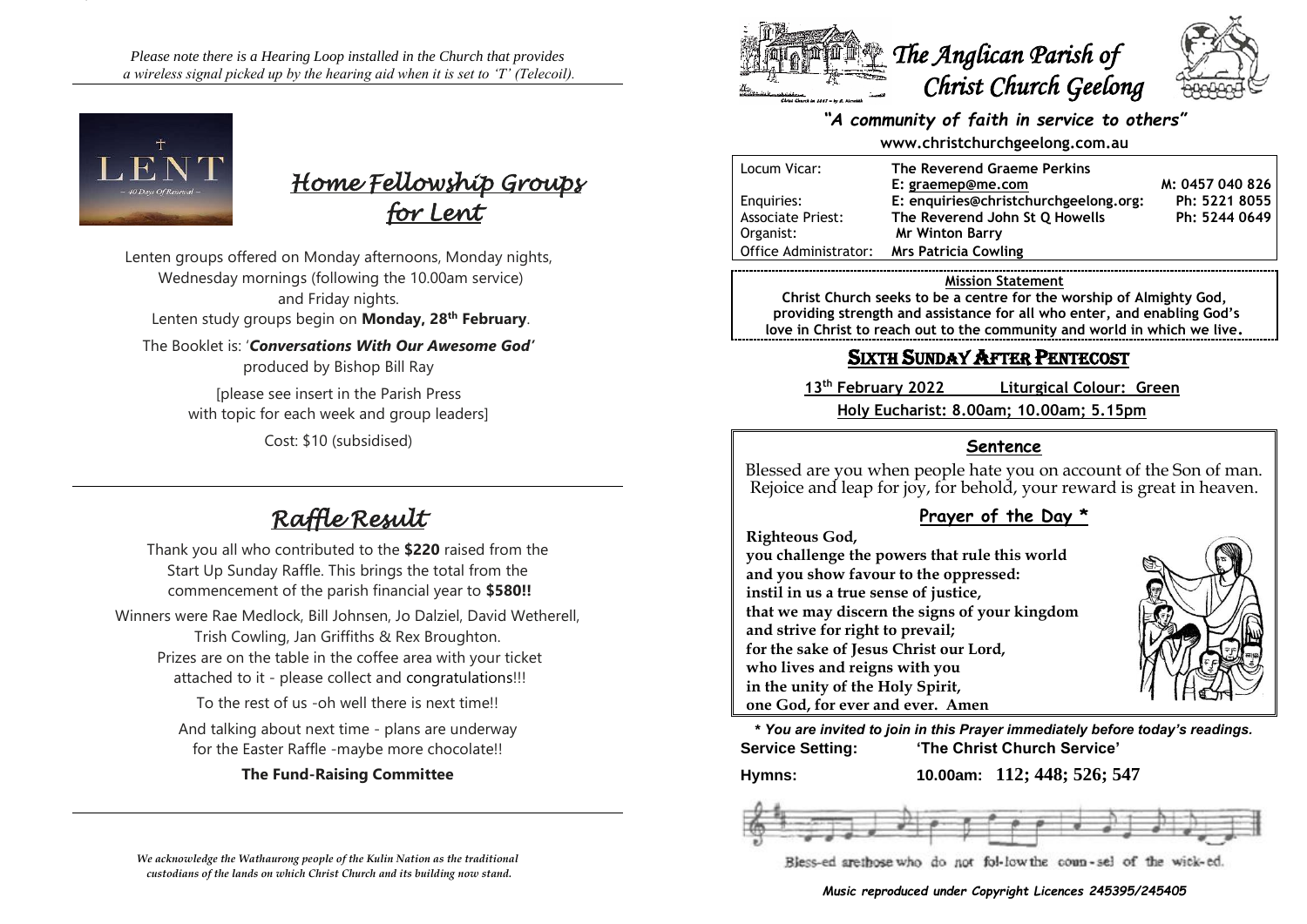*Please note there is a Hearing Loop installed in the Church that provides a wireless signal picked up by the hearing aid when it is set to 'T' (Telecoil).*

## *Home Fellowship Groups for Lent*

Lenten groups offered on Monday afternoons, Monday nights, Wednesday mornings (following the 10.00am service) and Friday nights.

Lenten study groups begin on **Monday, 28th February**.

The Booklet is: '***Conversations With Our Awesome God***' produced by Bishop Bill Ray

[please see insert in the Parish Press with topic for each week and group leaders]

Cost: $10 (subsidised)

## *Raffle Result*

Thank you all who contributed to the **$220** raised from the Start Up Sunday Raffle. This brings the total from the commencement of the parish financial year to **$580!!**

Winners were Rae Medlock, Bill Johnsen, Jo Dalziel, David Wetherell, Trish Cowling, Jan Griffiths & Rex Broughton.
Prizes are on the table in the coffee area with your ticket attached to it - please collect and congratulations!!!

To the rest of us -oh well there is next time!!

And talking about next time - plans are underway for the Easter Raffle -maybe more chocolate!!

**The Fund-Raising Committee**

*We acknowledge the Wathaurong people of the Kulin Nation as the traditional custodians of the lands on which Christ Church and its building now stand.*

# *The Anglican Parish of Christ Church Geelong*

***"A community of faith in service to others"***

**www.christchurchgeelong.com.au**

| | | |
|---|---|---|
| Locum Vicar: | **The Reverend Graeme Perkins** | |
| | **E: graemep@me.com** | **M: 0457 040 826** |
| Enquiries: | **E: enquiries@christchurchgeelong.org:** | **Ph: 5221 8055** |
| Associate Priest: | **The Reverend John St Q Howells** | **Ph: 5244 0649** |
| Organist: | **Mr Winton Barry** | |
| Office Administrator: | **Mrs Patricia Cowling** | |

**Mission Statement**

**Christ Church seeks to be a centre for the worship of Almighty God, providing strength and assistance for all who enter, and enabling God's love in Christ to reach out to the community and world in which we live.**

## SIXTH SUNDAY AFTER PENTECOST

**13th February 2022 Liturgical Colour: Green**

**Holy Eucharist: 8.00am; 10.00am; 5.15pm**

### Sentence

Blessed are you when people hate you on account of the Son of man. Rejoice and leap for joy, for behold, your reward is great in heaven.

### Prayer of the Day *

**Righteous God,
you challenge the powers that rule this world
and you show favour to the oppressed:
instil in us a true sense of justice,
that we may discern the signs of your kingdom
and strive for right to prevail;
for the sake of Jesus Christ our Lord,
who lives and reigns with you
in the unity of the Holy Spirit,
one God, for ever and ever. Amen**

***\* You are invited to join in this Prayer immediately before today's readings.***

**Service Setting:** **'The Christ Church Service'**

**Hymns:** **10.00am: 112; 448; 526; 547**

Bless-ed are those who do not fol-low the coun-sel of the wick-ed.

***Music reproduced under Copyright Licences 245395/245405***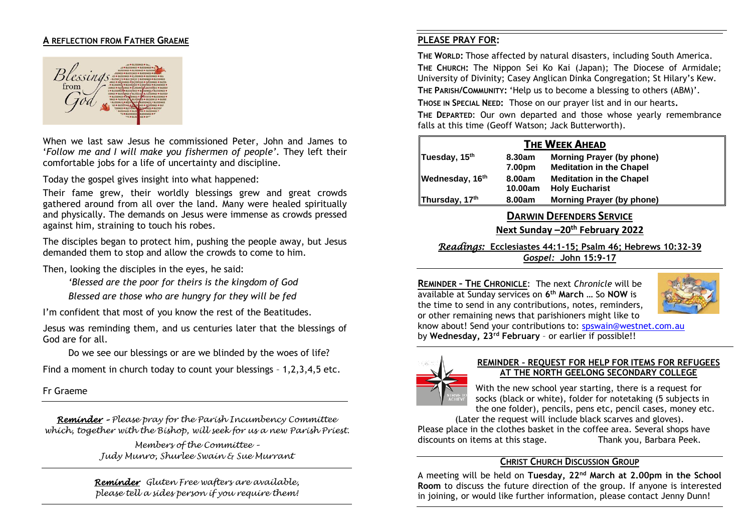## A REFLECTION FROM FATHER GRAEME

When we last saw Jesus he commissioned Peter, John and James to '*Follow me and I will make you fishermen of people'*. They left their comfortable jobs for a life of uncertainty and discipline.

Today the gospel gives insight into what happened:

Their fame grew, their worldly blessings grew and great crowds gathered around from all over the land. Many were healed spiritually and physically. The demands on Jesus were immense as crowds pressed against him, straining to touch his robes.

The disciples began to protect him, pushing the people away, but Jesus demanded them to stop and allow the crowds to come to him.

Then, looking the disciples in the eyes, he said:

*'Blessed are the poor for theirs is the kingdom of God*
*Blessed are those who are hungry for they will be fed*

I'm confident that most of you know the rest of the Beatitudes.

Jesus was reminding them, and us centuries later that the blessings of God are for all.

Do we see our blessings or are we blinded by the woes of life?

Find a moment in church today to count your blessings – 1,2,3,4,5 etc.

Fr Graeme

---

***Reminder*** *– Please pray for the Parish Incumbency Committee which, together with the Bishop, will seek for us a new Parish Priest.*

*Members of the Committee –*
*Judy Munro, Shurlee Swain & Sue Murrant*

---

***Reminder*** *Gluten Free wafters are available, please tell a sides person if you require them!*

---

## PLEASE PRAY FOR:

**THE WORLD:** Those affected by natural disasters, including South America.
**THE CHURCH:** The Nippon Sei Ko Kai (Japan); The Diocese of Armidale; University of Divinity; Casey Anglican Dinka Congregation; St Hilary's Kew.
**THE PARISH/COMMUNITY:** 'Help us to become a blessing to others (ABM)'.
**THOSE IN SPECIAL NEED:** Those on our prayer list and in our hearts**.**
**THE DEPARTED**: Our own departed and those whose yearly remembrance falls at this time (Geoff Watson; Jack Butterworth).

## THE WEEK AHEAD

| | | |
|---|---|---|
| **Tuesday, 15th** | **8.30am** | **Morning Prayer (by phone)** |
| | **7.00pm** | **Meditation in the Chapel** |
| **Wednesday, 16th** | **8.00am** | **Meditation in the Chapel** |
| | **10.00am** | **Holy Eucharist** |
| **Thursday, 17th** | **8.00am** | **Morning Prayer (by phone)** |

## DARWIN DEFENDERS SERVICE

**Next Sunday –20th February 2022**

***Readings:*** **Ecclesiastes 44:1-15; Psalm 46; Hebrews 10:32-39**
***Gospel:*** **John 15:9-17**

---

**REMINDER – THE CHRONICLE**: The next *Chronicle* will be available at Sunday services on **6th March …** So **NOW** is the time to send in any contributions, notes, reminders, or other remaining news that parishioners might like to know about! Send your contributions to: spswain@westnet.com.au by **Wednesday, 23rd February** – or earlier if possible!!

---

**REMINDER – REQUEST FOR HELP FOR ITEMS FOR REFUGEES AT THE NORTH GEELONG SECONDARY COLLEGE**

With the new school year starting, there is a request for socks (black or white), folder for notetaking (5 subjects in the one folder), pencils, pens etc, pencil cases, money etc. (Later the request will include black scarves and gloves).
Please place in the clothes basket in the coffee area. Several shops have discounts on items at this stage. Thank you, Barbara Peek.

---

**CHRIST CHURCH DISCUSSION GROUP**

A meeting will be held on **Tuesday, 22nd March at 2.00pm in the School Room** to discuss the future direction of the group. If anyone is interested in joining, or would like further information, please contact Jenny Dunn!